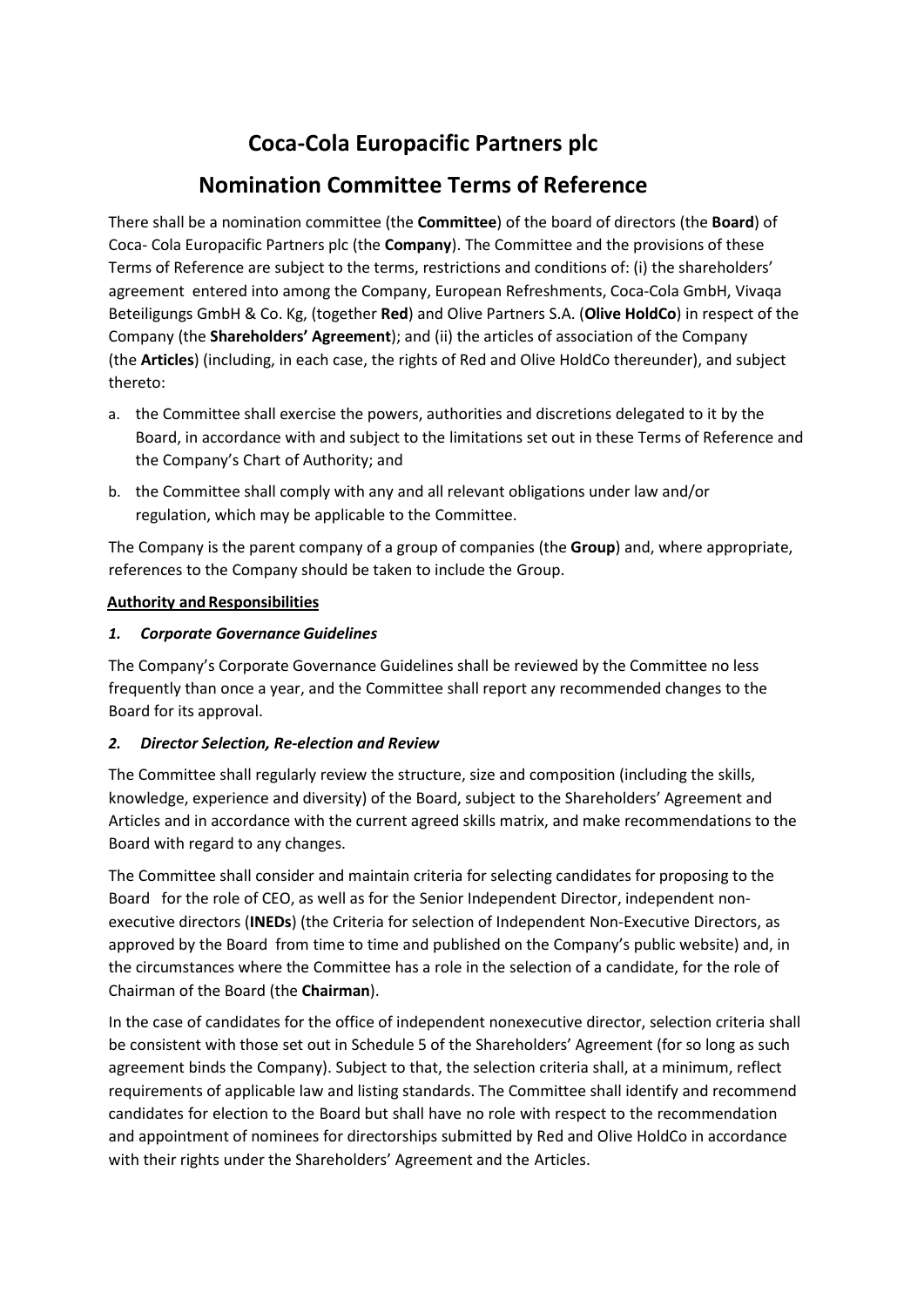# Coca-Cola Europacific Partners plc

## Nomination Committee Terms of Reference

There shall be a nomination committee (the **Committee**) of the board of directors (the **Board**) of Coca- Cola Europacific Partners plc (the **Company**). The Committee and the provisions of these Terms of Reference are subject to the terms, restrictions and conditions of: (i) the shareholders' agreement entered into among the Company, European Refreshments, Coca-Cola GmbH, Vivaqa Beteiligungs GmbH & Co. Kg, (together **Red**) and Olive Partners S.A. (**Olive HoldCo**) in respect of the Company (the **Shareholders' Agreement**); and (ii) the articles of association of the Company (the **Articles**) (including, in each case, the rights of Red and Olive HoldCo thereunder), and subject thereto:

a. the Committee shall exercise the powers, authorities and discretions delegated to it by the Board, in accordance with and subject to the limitations set out in these Terms of Reference and the Company's Chart of Authority; and

b. the Committee shall comply with any and all relevant obligations under law and/or regulation, which may be applicable to the Committee.

The Company is the parent company of a group of companies (the **Group**) and, where appropriate, references to the Company should be taken to include the Group.

**Authority and Responsibilities**

***1. Corporate Governance Guidelines***

The Company's Corporate Governance Guidelines shall be reviewed by the Committee no less frequently than once a year, and the Committee shall report any recommended changes to the Board for its approval.

***2. Director Selection, Re-election and Review***

The Committee shall regularly review the structure, size and composition (including the skills, knowledge, experience and diversity) of the Board, subject to the Shareholders' Agreement and Articles and in accordance with the current agreed skills matrix, and make recommendations to the Board with regard to any changes.

The Committee shall consider and maintain criteria for selecting candidates for proposing to the Board for the role of CEO, as well as for the Senior Independent Director, independent non-executive directors (**INEDs**) (the Criteria for selection of Independent Non-Executive Directors, as approved by the Board from time to time and published on the Company's public website) and, in the circumstances where the Committee has a role in the selection of a candidate, for the role of Chairman of the Board (the **Chairman**).

In the case of candidates for the office of independent nonexecutive director, selection criteria shall be consistent with those set out in Schedule 5 of the Shareholders' Agreement (for so long as such agreement binds the Company). Subject to that, the selection criteria shall, at a minimum, reflect requirements of applicable law and listing standards. The Committee shall identify and recommend candidates for election to the Board but shall have no role with respect to the recommendation and appointment of nominees for directorships submitted by Red and Olive HoldCo in accordance with their rights under the Shareholders' Agreement and the Articles.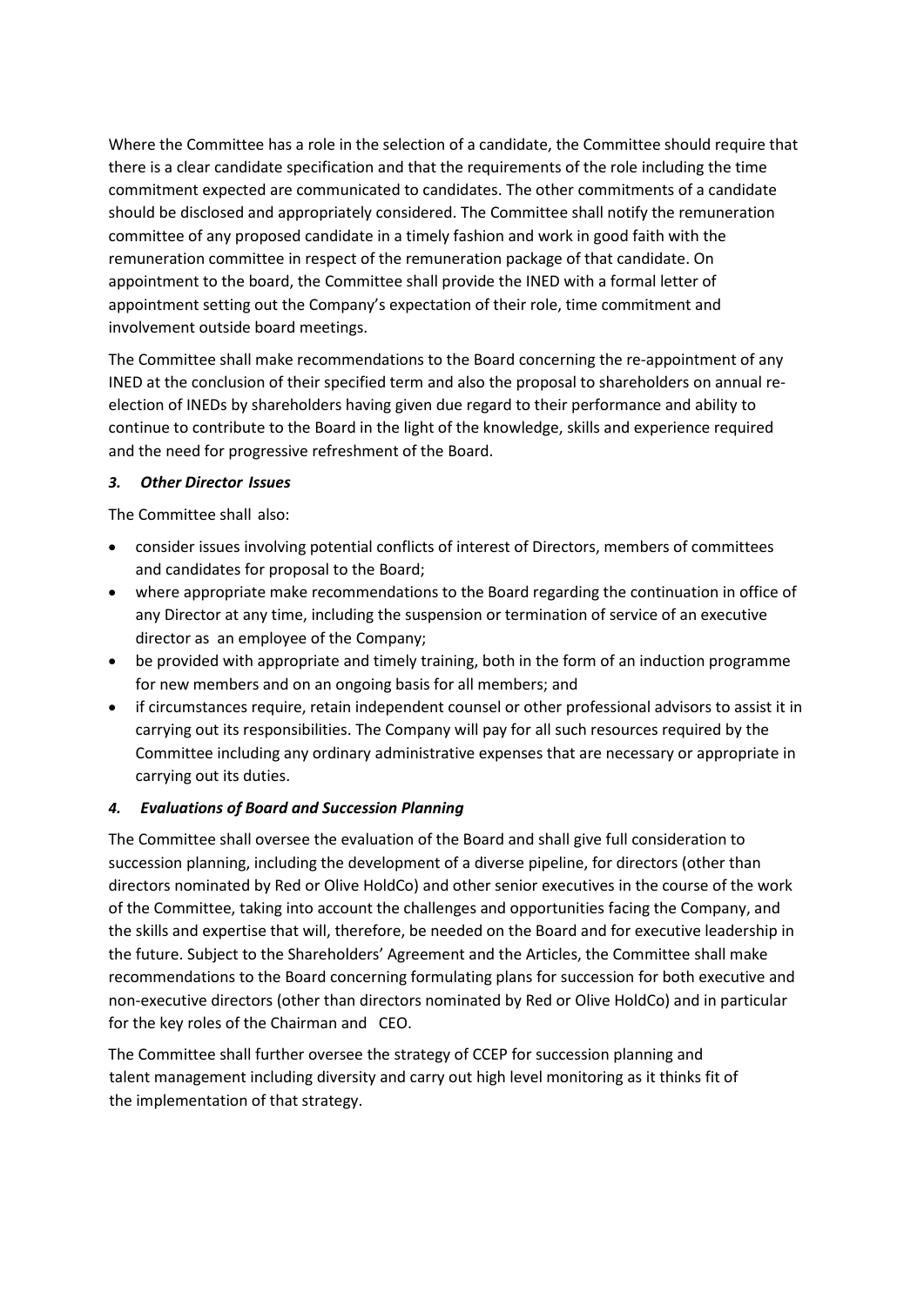Where the Committee has a role in the selection of a candidate, the Committee should require that there is a clear candidate specification and that the requirements of the role including the time commitment expected are communicated to candidates. The other commitments of a candidate should be disclosed and appropriately considered. The Committee shall notify the remuneration committee of any proposed candidate in a timely fashion and work in good faith with the remuneration committee in respect of the remuneration package of that candidate. On appointment to the board, the Committee shall provide the INED with a formal letter of appointment setting out the Company's expectation of their role, time commitment and involvement outside board meetings.

The Committee shall make recommendations to the Board concerning the re-appointment of any INED at the conclusion of their specified term and also the proposal to shareholders on annual re-election of INEDs by shareholders having given due regard to their performance and ability to continue to contribute to the Board in the light of the knowledge, skills and experience required and the need for progressive refreshment of the Board.

### *3. Other Director Issues*

The Committee shall also:

- consider issues involving potential conflicts of interest of Directors, members of committees and candidates for proposal to the Board;
- where appropriate make recommendations to the Board regarding the continuation in office of any Director at any time, including the suspension or termination of service of an executive director as an employee of the Company;
- be provided with appropriate and timely training, both in the form of an induction programme for new members and on an ongoing basis for all members; and
- if circumstances require, retain independent counsel or other professional advisors to assist it in carrying out its responsibilities. The Company will pay for all such resources required by the Committee including any ordinary administrative expenses that are necessary or appropriate in carrying out its duties.

### *4. Evaluations of Board and Succession Planning*

The Committee shall oversee the evaluation of the Board and shall give full consideration to succession planning, including the development of a diverse pipeline, for directors (other than directors nominated by Red or Olive HoldCo) and other senior executives in the course of the work of the Committee, taking into account the challenges and opportunities facing the Company, and the skills and expertise that will, therefore, be needed on the Board and for executive leadership in the future. Subject to the Shareholders' Agreement and the Articles, the Committee shall make recommendations to the Board concerning formulating plans for succession for both executive and non-executive directors (other than directors nominated by Red or Olive HoldCo) and in particular for the key roles of the Chairman and CEO.

The Committee shall further oversee the strategy of CCEP for succession planning and talent management including diversity and carry out high level monitoring as it thinks fit of the implementation of that strategy.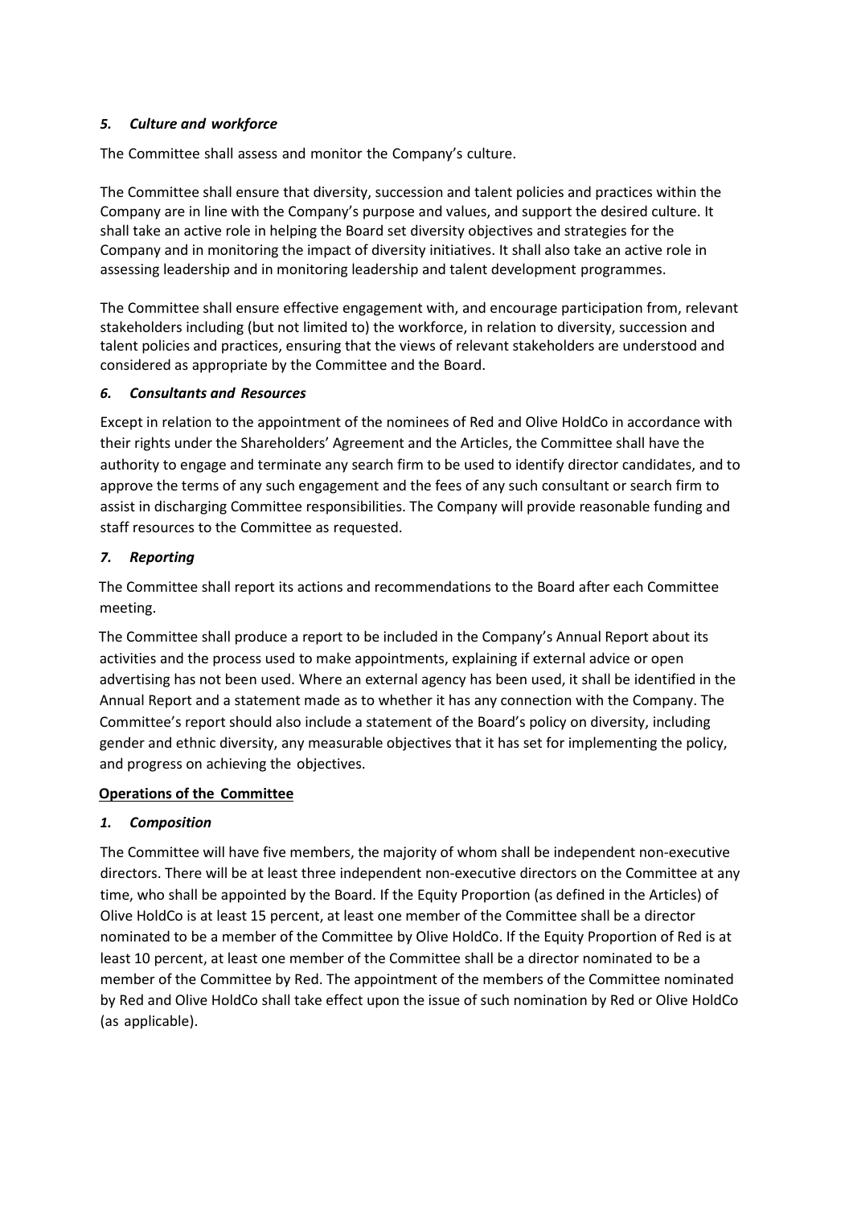### *5. Culture and workforce*

The Committee shall assess and monitor the Company's culture.

The Committee shall ensure that diversity, succession and talent policies and practices within the Company are in line with the Company's purpose and values, and support the desired culture. It shall take an active role in helping the Board set diversity objectives and strategies for the Company and in monitoring the impact of diversity initiatives. It shall also take an active role in assessing leadership and in monitoring leadership and talent development programmes.

The Committee shall ensure effective engagement with, and encourage participation from, relevant stakeholders including (but not limited to) the workforce, in relation to diversity, succession and talent policies and practices, ensuring that the views of relevant stakeholders are understood and considered as appropriate by the Committee and the Board.

### *6. Consultants and Resources*

Except in relation to the appointment of the nominees of Red and Olive HoldCo in accordance with their rights under the Shareholders' Agreement and the Articles, the Committee shall have the authority to engage and terminate any search firm to be used to identify director candidates, and to approve the terms of any such engagement and the fees of any such consultant or search firm to assist in discharging Committee responsibilities. The Company will provide reasonable funding and staff resources to the Committee as requested.

### *7. Reporting*

The Committee shall report its actions and recommendations to the Board after each Committee meeting.

The Committee shall produce a report to be included in the Company's Annual Report about its activities and the process used to make appointments, explaining if external advice or open advertising has not been used. Where an external agency has been used, it shall be identified in the Annual Report and a statement made as to whether it has any connection with the Company. The Committee's report should also include a statement of the Board's policy on diversity, including gender and ethnic diversity, any measurable objectives that it has set for implementing the policy, and progress on achieving the objectives.

## **Operations of the Committee**

### *1. Composition*

The Committee will have five members, the majority of whom shall be independent non-executive directors. There will be at least three independent non-executive directors on the Committee at any time, who shall be appointed by the Board. If the Equity Proportion (as defined in the Articles) of Olive HoldCo is at least 15 percent, at least one member of the Committee shall be a director nominated to be a member of the Committee by Olive HoldCo. If the Equity Proportion of Red is at least 10 percent, at least one member of the Committee shall be a director nominated to be a member of the Committee by Red. The appointment of the members of the Committee nominated by Red and Olive HoldCo shall take effect upon the issue of such nomination by Red or Olive HoldCo (as applicable).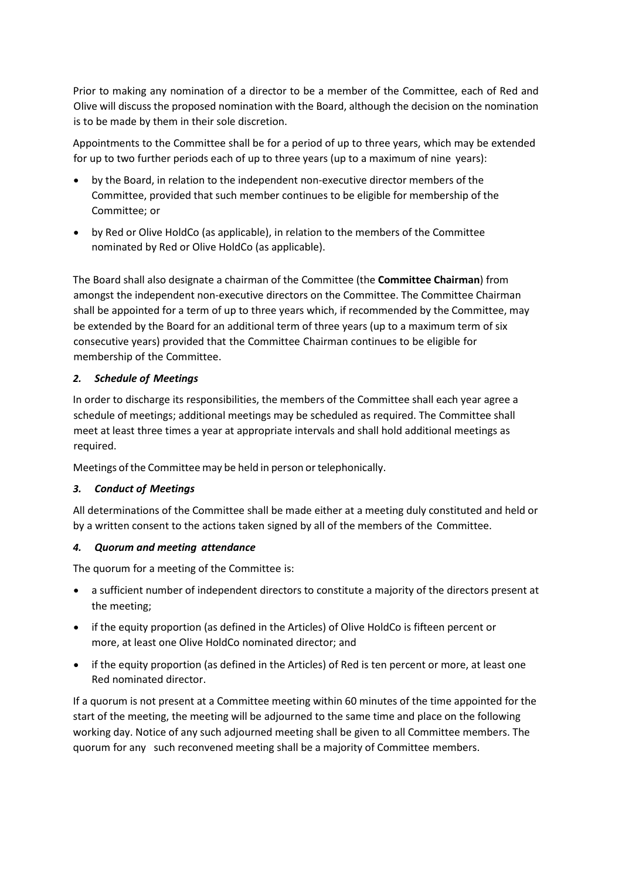Prior to making any nomination of a director to be a member of the Committee, each of Red and Olive will discuss the proposed nomination with the Board, although the decision on the nomination is to be made by them in their sole discretion.

Appointments to the Committee shall be for a period of up to three years, which may be extended for up to two further periods each of up to three years (up to a maximum of nine years):

- by the Board, in relation to the independent non-executive director members of the Committee, provided that such member continues to be eligible for membership of the Committee; or
- by Red or Olive HoldCo (as applicable), in relation to the members of the Committee nominated by Red or Olive HoldCo (as applicable).

The Board shall also designate a chairman of the Committee (the **Committee Chairman**) from amongst the independent non-executive directors on the Committee. The Committee Chairman shall be appointed for a term of up to three years which, if recommended by the Committee, may be extended by the Board for an additional term of three years (up to a maximum term of six consecutive years) provided that the Committee Chairman continues to be eligible for membership of the Committee.

### *2. Schedule of Meetings*

In order to discharge its responsibilities, the members of the Committee shall each year agree a schedule of meetings; additional meetings may be scheduled as required. The Committee shall meet at least three times a year at appropriate intervals and shall hold additional meetings as required.

Meetings of the Committee may be held in person or telephonically.

### *3. Conduct of Meetings*

All determinations of the Committee shall be made either at a meeting duly constituted and held or by a written consent to the actions taken signed by all of the members of the Committee.

### *4. Quorum and meeting attendance*

The quorum for a meeting of the Committee is:

- a sufficient number of independent directors to constitute a majority of the directors present at the meeting;
- if the equity proportion (as defined in the Articles) of Olive HoldCo is fifteen percent or more, at least one Olive HoldCo nominated director; and
- if the equity proportion (as defined in the Articles) of Red is ten percent or more, at least one Red nominated director.

If a quorum is not present at a Committee meeting within 60 minutes of the time appointed for the start of the meeting, the meeting will be adjourned to the same time and place on the following working day. Notice of any such adjourned meeting shall be given to all Committee members. The quorum for any such reconvened meeting shall be a majority of Committee members.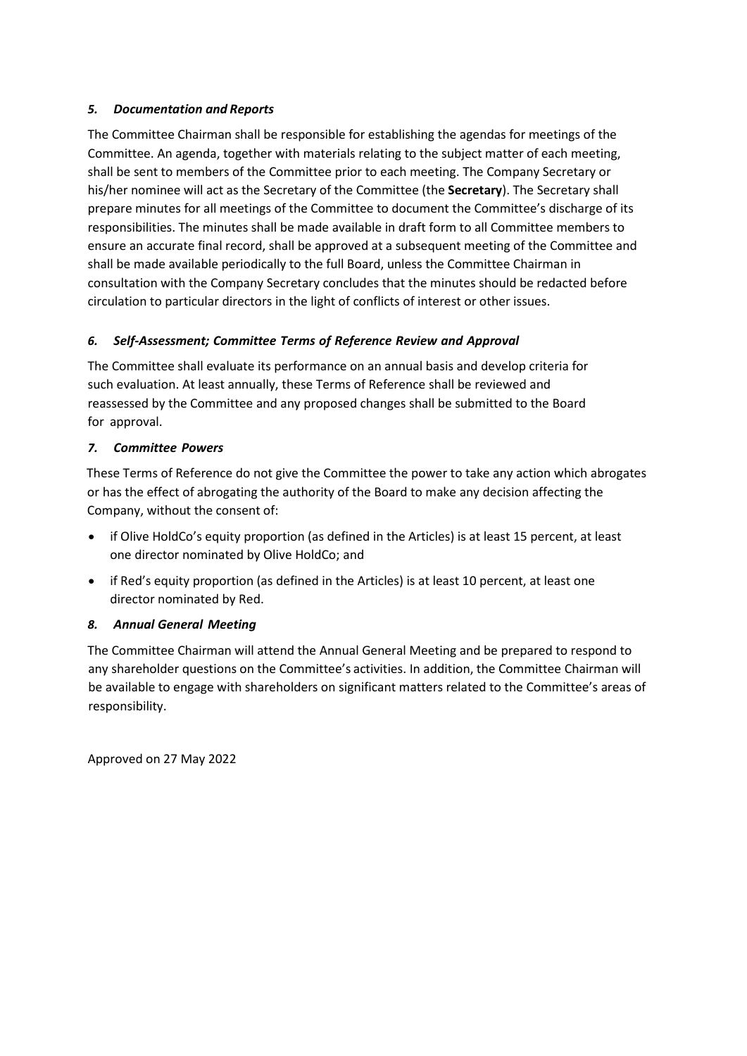### *5. Documentation and Reports*

The Committee Chairman shall be responsible for establishing the agendas for meetings of the Committee. An agenda, together with materials relating to the subject matter of each meeting, shall be sent to members of the Committee prior to each meeting. The Company Secretary or his/her nominee will act as the Secretary of the Committee (the **Secretary**). The Secretary shall prepare minutes for all meetings of the Committee to document the Committee's discharge of its responsibilities. The minutes shall be made available in draft form to all Committee members to ensure an accurate final record, shall be approved at a subsequent meeting of the Committee and shall be made available periodically to the full Board, unless the Committee Chairman in consultation with the Company Secretary concludes that the minutes should be redacted before circulation to particular directors in the light of conflicts of interest or other issues.

### *6. Self-Assessment; Committee Terms of Reference Review and Approval*

The Committee shall evaluate its performance on an annual basis and develop criteria for such evaluation. At least annually, these Terms of Reference shall be reviewed and reassessed by the Committee and any proposed changes shall be submitted to the Board for approval.

### *7. Committee Powers*

These Terms of Reference do not give the Committee the power to take any action which abrogates or has the effect of abrogating the authority of the Board to make any decision affecting the Company, without the consent of:

- if Olive HoldCo's equity proportion (as defined in the Articles) is at least 15 percent, at least one director nominated by Olive HoldCo; and
- if Red's equity proportion (as defined in the Articles) is at least 10 percent, at least one director nominated by Red.

### *8. Annual General Meeting*

The Committee Chairman will attend the Annual General Meeting and be prepared to respond to any shareholder questions on the Committee's activities. In addition, the Committee Chairman will be available to engage with shareholders on significant matters related to the Committee's areas of responsibility.

Approved on 27 May 2022